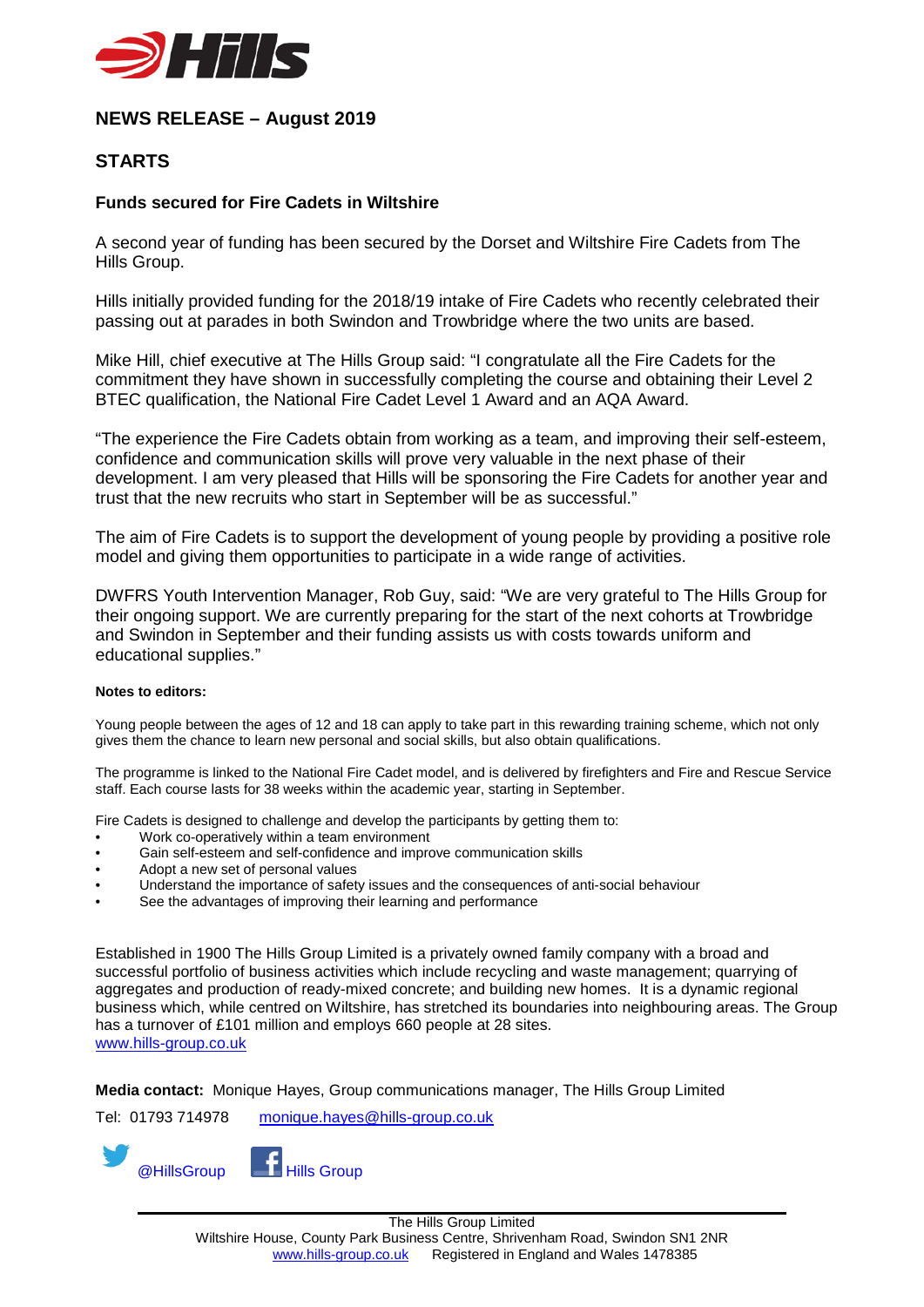**NEWS RELEASE – August 2019**

**STARTS**

**Funds secured for Fire Cadets in Wiltshire**

A second year of funding has been secured by the Dorset and Wiltshire Fire Cadets from The Hills Group.

Hills initially provided funding for the 2018/19 intake of Fire Cadets who recently celebrated their passing out at parades in both Swindon and Trowbridge where the two units are based.

Mike Hill, chief executive at The Hills Group said: "I congratulate all the Fire Cadets for the commitment they have shown in successfully completing the course and obtaining their Level 2 BTEC qualification, the National Fire Cadet Level 1 Award and an AQA Award.

"The experience the Fire Cadets obtain from working as a team, and improving their self-esteem, confidence and communication skills will prove very valuable in the next phase of their development. I am very pleased that Hills will be sponsoring the Fire Cadets for another year and trust that the new recruits who start in September will be as successful."

The aim of Fire Cadets is to support the development of young people by providing a positive role model and giving them opportunities to participate in a wide range of activities.

DWFRS Youth Intervention Manager, Rob Guy, said: "We are very grateful to The Hills Group for their ongoing support. We are currently preparing for the start of the next cohorts at Trowbridge and Swindon in September and their funding assists us with costs towards uniform and educational supplies."

**Notes to editors:**

Young people between the ages of 12 and 18 can apply to take part in this rewarding training scheme, which not only gives them the chance to learn new personal and social skills, but also obtain qualifications.

The programme is linked to the National Fire Cadet model, and is delivered by firefighters and Fire and Rescue Service staff. Each course lasts for 38 weeks within the academic year, starting in September.

Fire Cadets is designed to challenge and develop the participants by getting them to:

- Work co-operatively within a team environment
- Gain self-esteem and self-confidence and improve communication skills
- Adopt a new set of personal values
- Understand the importance of safety issues and the consequences of anti-social behaviour
- See the advantages of improving their learning and performance

Established in 1900 The Hills Group Limited is a privately owned family company with a broad and successful portfolio of business activities which include recycling and waste management; quarrying of aggregates and production of ready-mixed concrete; and building new homes. It is a dynamic regional business which, while centred on Wiltshire, has stretched its boundaries into neighbouring areas. The Group has a turnover of £101 million and employs 660 people at 28 sites.
www.hills-group.co.uk

**Media contact:** Monique Hayes, Group communications manager, The Hills Group Limited

Tel: 01793 714978 monique.hayes@hills-group.co.uk

@HillsGroup Hills Group

The Hills Group Limited
Wiltshire House, County Park Business Centre, Shrivenham Road, Swindon SN1 2NR
www.hills-group.co.uk Registered in England and Wales 1478385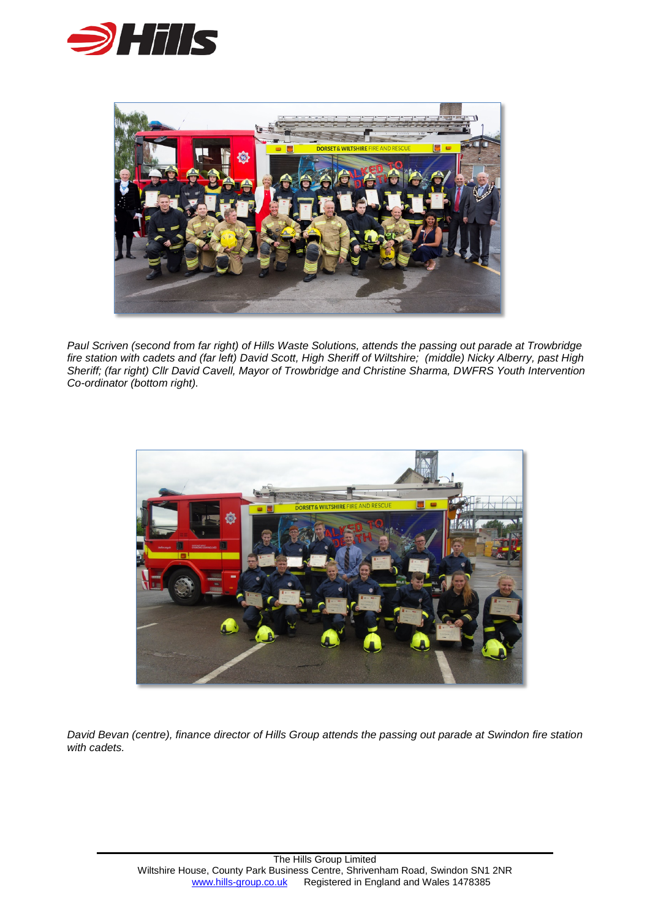*Paul Scriven (second from far right) of Hills Waste Solutions, attends the passing out parade at Trowbridge fire station with cadets and (far left) David Scott, High Sheriff of Wiltshire; (middle) Nicky Alberry, past High Sheriff; (far right) Cllr David Cavell, Mayor of Trowbridge and Christine Sharma, DWFRS Youth Intervention Co-ordinator (bottom right).*

*David Bevan (centre), finance director of Hills Group attends the passing out parade at Swindon fire station with cadets.*

The Hills Group Limited
Wiltshire House, County Park Business Centre, Shrivenham Road, Swindon SN1 2NR
www.hills-group.co.uk Registered in England and Wales 1478385